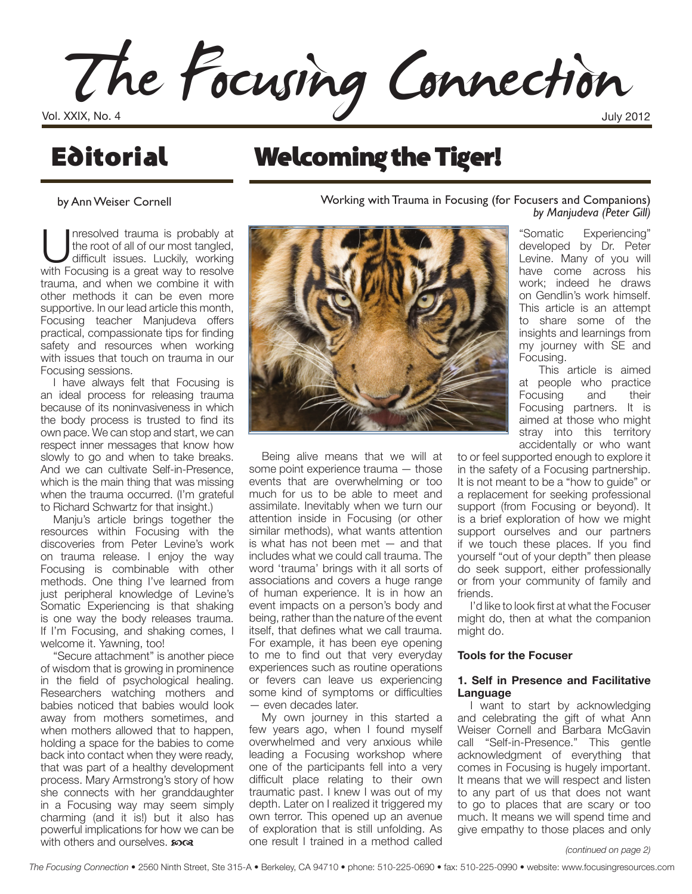# The Focusing Connection

Vol. XXIX, No. 4 — July 2012

## Editorial

by Ann Weiser Cornell

Unresolved trauma is probably at the root of all of our most tangled, difficult issues. Luckily, working with Focusing is a great way to resolve trauma, and when we combine it with other methods it can be even more supportive. In our lead article this month, Focusing teacher Manjudeva offers practical, compassionate tips for finding safety and resources when working with issues that touch on trauma in our Focusing sessions.

I have always felt that Focusing is an ideal process for releasing trauma because of its noninvasiveness in which the body process is trusted to find its own pace. We can stop and start, we can respect inner messages that know how slowly to go and when to take breaks. And we can cultivate Self-in-Presence, which is the main thing that was missing when the trauma occurred. (I'm grateful to Richard Schwartz for that insight.)

Manju's article brings together the resources within Focusing with the discoveries from Peter Levine's work on trauma release. I enjoy the way Focusing is combinable with other methods. One thing I've learned from just peripheral knowledge of Levine's Somatic Experiencing is that shaking is one way the body releases trauma. If I'm Focusing, and shaking comes, I welcome it. Yawning, too!

"Secure attachment" is another piece of wisdom that is growing in prominence in the field of psychological healing. Researchers watching mothers and babies noticed that babies would look away from mothers sometimes, and when mothers allowed that to happen, holding a space for the babies to come back into contact when they were ready, that was part of a healthy development process. Mary Armstrong's story of how she connects with her granddaughter in a Focusing way may seem simply charming (and it is!) but it also has powerful implications for how we can be with others and ourselves. ꙮ

## Welcoming the Tiger!

Working with Trauma in Focusing (for Focusers and Companions)
*by Manjudeva (Peter Gill)*

Being alive means that we will at some point experience trauma — those events that are overwhelming or too much for us to be able to meet and assimilate. Inevitably when we turn our attention inside in Focusing (or other similar methods), what wants attention is what has not been met — and that includes what we could call trauma. The word 'trauma' brings with it all sorts of associations and covers a huge range of human experience. It is in how an event impacts on a person's body and being, rather than the nature of the event itself, that defines what we call trauma. For example, it has been eye opening to me to find out that very everyday experiences such as routine operations or fevers can leave us experiencing some kind of symptoms or difficulties — even decades later.

My own journey in this started a few years ago, when I found myself overwhelmed and very anxious while leading a Focusing workshop where one of the participants fell into a very difficult place relating to their own traumatic past. I knew I was out of my depth. Later on I realized it triggered my own terror. This opened up an avenue of exploration that is still unfolding. As one result I trained in a method called "Somatic Experiencing" developed by Dr. Peter Levine. Many of you will have come across his work; indeed he draws on Gendlin's work himself. This article is an attempt to share some of the insights and learnings from my journey with SE and Focusing.

This article is aimed at people who practice Focusing and their Focusing partners. It is aimed at those who might stray into this territory accidentally or who want to or feel supported enough to explore it in the safety of a Focusing partnership. It is not meant to be a "how to guide" or a replacement for seeking professional support (from Focusing or beyond). It is a brief exploration of how we might support ourselves and our partners if we touch these places. If you find yourself "out of your depth" then please do seek support, either professionally or from your community of family and friends.

I'd like to look first at what the Focuser might do, then at what the companion might do.

### Tools for the Focuser

#### 1. Self in Presence and Facilitative Language

I want to start by acknowledging and celebrating the gift of what Ann Weiser Cornell and Barbara McGavin call "Self-in-Presence." This gentle acknowledgment of everything that comes in Focusing is hugely important. It means that we will respect and listen to any part of us that does not want to go to places that are scary or too much. It means we will spend time and give empathy to those places and only

*(continued on page 2)*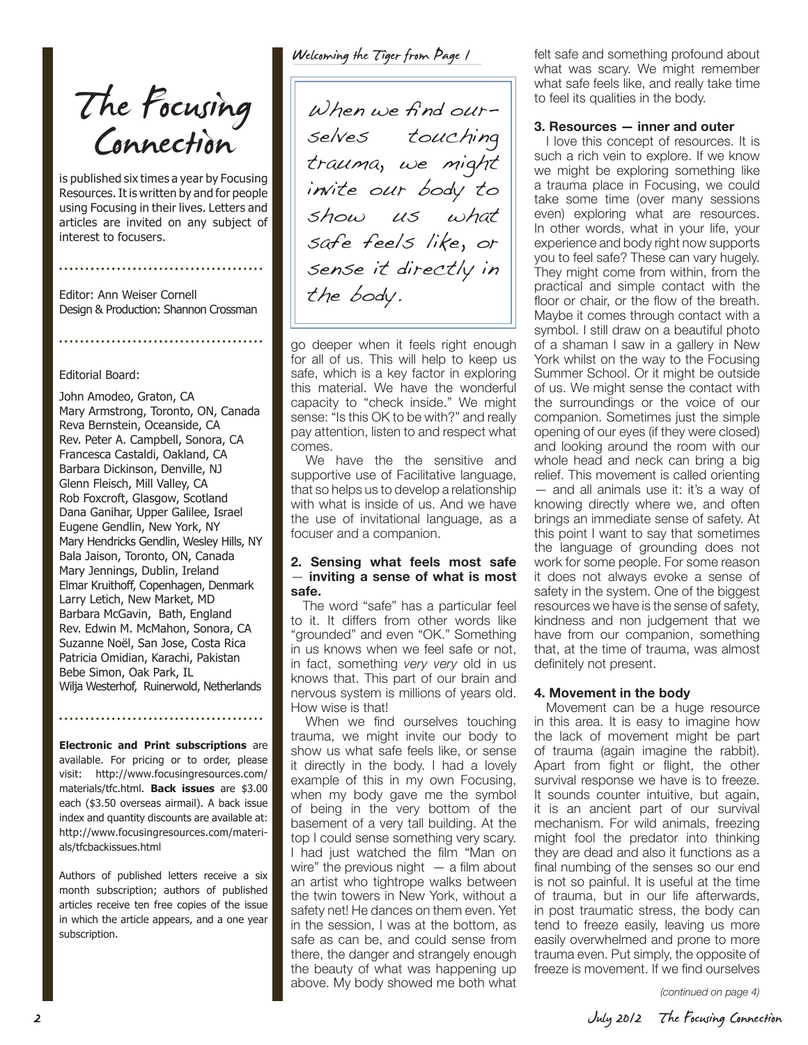# The Focusing Connection

is published six times a year by Focusing Resources. It is written by and for people using Focusing in their lives. Letters and articles are invited on any subject of interest to focusers.

Editor: Ann Weiser Cornell
Design & Production: Shannon Crossman

Editorial Board:

John Amodeo, Graton, CA
Mary Armstrong, Toronto, ON, Canada
Reva Bernstein, Oceanside, CA
Rev. Peter A. Campbell, Sonora, CA
Francesca Castaldi, Oakland, CA
Barbara Dickinson, Denville, NJ
Glenn Fleisch, Mill Valley, CA
Rob Foxcroft, Glasgow, Scotland
Dana Ganihar, Upper Galilee, Israel
Eugene Gendlin, New York, NY
Mary Hendricks Gendlin, Wesley Hills, NY
Bala Jaison, Toronto, ON, Canada
Mary Jennings, Dublin, Ireland
Elmar Kruithoff, Copenhagen, Denmark
Larry Letich, New Market, MD
Barbara McGavin, Bath, England
Rev. Edwin M. McMahon, Sonora, CA
Suzanne Noël, San Jose, Costa Rica
Patricia Omidian, Karachi, Pakistan
Bebe Simon, Oak Park, IL
Wilja Westerhof, Ruinerwold, Netherlands

**Electronic and Print subscriptions** are available. For pricing or to order, please visit: http://www.focusingresources.com/materials/tfc.html. **Back issues** are $3.00 each ($3.50 overseas airmail). A back issue index and quantity discounts are available at: http://www.focusingresources.com/materials/tfcbackissues.html

Authors of published letters receive a six month subscription; authors of published articles receive ten free copies of the issue in which the article appears, and a one year subscription.

*Welcoming the Tiger from Page 1*

> *When we find ourselves touching trauma, we might invite our body to show us what safe feels like, or sense it directly in the body.*

go deeper when it feels right enough for all of us. This will help to keep us safe, which is a key factor in exploring this material. We have the wonderful capacity to "check inside." We might sense: "Is this OK to be with?" and really pay attention, listen to and respect what comes.

We have the the sensitive and supportive use of Facilitative language, that so helps us to develop a relationship with what is inside of us. And we have the use of invitational language, as a focuser and a companion.

**2. Sensing what feels most safe — inviting a sense of what is most safe.**

The word "safe" has a particular feel to it. It differs from other words like "grounded" and even "OK." Something in us knows when we feel safe or not, in fact, something *very very* old in us knows that. This part of our brain and nervous system is millions of years old. How wise is that!

When we find ourselves touching trauma, we might invite our body to show us what safe feels like, or sense it directly in the body. I had a lovely example of this in my own Focusing, when my body gave me the symbol of being in the very bottom of the basement of a very tall building. At the top I could sense something very scary. I had just watched the film "Man on wire" the previous night — a film about an artist who tightrope walks between the twin towers in New York, without a safety net! He dances on them even. Yet in the session, I was at the bottom, as safe as can be, and could sense from there, the danger and strangely enough the beauty of what was happening up above. My body showed me both what felt safe and something profound about what was scary. We might remember what safe feels like, and really take time to feel its qualities in the body.

**3. Resources — inner and outer**

I love this concept of resources. It is such a rich vein to explore. If we know we might be exploring something like a trauma place in Focusing, we could take some time (over many sessions even) exploring what are resources. In other words, what in your life, your experience and body right now supports you to feel safe? These can vary hugely. They might come from within, from the practical and simple contact with the floor or chair, or the flow of the breath. Maybe it comes through contact with a symbol. I still draw on a beautiful photo of a shaman I saw in a gallery in New York whilst on the way to the Focusing Summer School. Or it might be outside of us. We might sense the contact with the surroundings or the voice of our companion. Sometimes just the simple opening of our eyes (if they were closed) and looking around the room with our whole head and neck can bring a big relief. This movement is called orienting — and all animals use it: it's a way of knowing directly where we, and often brings an immediate sense of safety. At this point I want to say that sometimes the language of grounding does not work for some people. For some reason it does not always evoke a sense of safety in the system. One of the biggest resources we have is the sense of safety, kindness and non judgement that we have from our companion, something that, at the time of trauma, was almost definitely not present.

**4. Movement in the body**

Movement can be a huge resource in this area. It is easy to imagine how the lack of movement might be part of trauma (again imagine the rabbit). Apart from fight or flight, the other survival response we have is to freeze. It sounds counter intuitive, but again, it is an ancient part of our survival mechanism. For wild animals, freezing might fool the predator into thinking they are dead and also it functions as a final numbing of the senses so our end is not so painful. It is useful at the time of trauma, but in our life afterwards, in post traumatic stress, the body can tend to freeze easily, leaving us more easily overwhelmed and prone to more trauma even. Put simply, the opposite of freeze is movement. If we find ourselves

*(continued on page 4)*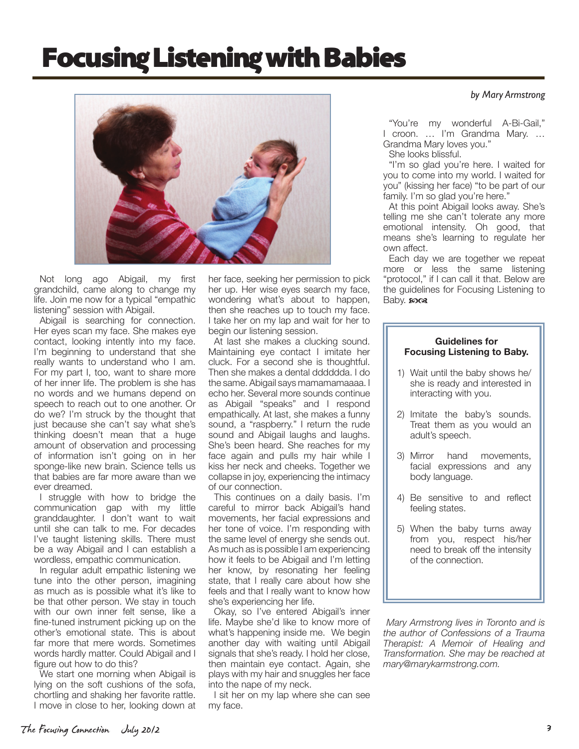# Focusing Listening with Babies

*by Mary Armstrong*

Not long ago Abigail, my first grandchild, came along to change my life. Join me now for a typical "empathic listening" session with Abigail.

Abigail is searching for connection. Her eyes scan my face. She makes eye contact, looking intently into my face. I'm beginning to understand that she really wants to understand who I am. For my part I, too, want to share more of her inner life. The problem is she has no words and we humans depend on speech to reach out to one another. Or do we? I'm struck by the thought that just because she can't say what she's thinking doesn't mean that a huge amount of observation and processing of information isn't going on in her sponge-like new brain. Science tells us that babies are far more aware than we ever dreamed.

I struggle with how to bridge the communication gap with my little granddaughter. I don't want to wait until she can talk to me. For decades I've taught listening skills. There must be a way Abigail and I can establish a wordless, empathic communication.

In regular adult empathic listening we tune into the other person, imagining as much as is possible what it's like to be that other person. We stay in touch with our own inner felt sense, like a fine-tuned instrument picking up on the other's emotional state. This is about far more that mere words. Sometimes words hardly matter. Could Abigail and I figure out how to do this?

We start one morning when Abigail is lying on the soft cushions of the sofa, chortling and shaking her favorite rattle. I move in close to her, looking down at her face, seeking her permission to pick her up. Her wise eyes search my face, wondering what's about to happen, then she reaches up to touch my face. I take her on my lap and wait for her to begin our listening session.

At last she makes a clucking sound. Maintaining eye contact I imitate her cluck. For a second she is thoughtful. Then she makes a dental dddddda. I do the same. Abigail says mamamamaaaaa. I echo her. Several more sounds continue as Abigail "speaks" and I respond empathically. At last, she makes a funny sound, a "raspberry." I return the rude sound and Abigail laughs and laughs. She's been heard. She reaches for my face again and pulls my hair while I kiss her neck and cheeks. Together we collapse in joy, experiencing the intimacy of our connection.

This continues on a daily basis. I'm careful to mirror back Abigail's hand movements, her facial expressions and her tone of voice. I'm responding with the same level of energy she sends out. As much as is possible I am experiencing how it feels to be Abigail and I'm letting her know, by resonating her feeling state, that I really care about how she feels and that I really want to know how she's experiencing her life.

Okay, so I've entered Abigail's inner life. Maybe she'd like to know more of what's happening inside me. We begin another day with waiting until Abigail signals that she's ready. I hold her close, then maintain eye contact. Again, she plays with my hair and snuggles her face into the nape of my neck.

I sit her on my lap where she can see my face.

"You're my wonderful A-Bi-Gail," I croon. … I'm Grandma Mary. … Grandma Mary loves you."

She looks blissful.

"I'm so glad you're here. I waited for you to come into my world. I waited for you" (kissing her face) "to be part of our family. I'm so glad you're here."

At this point Abigail looks away. She's telling me she can't tolerate any more emotional intensity. Oh good, that means she's learning to regulate her own affect.

Each day we are together we repeat more or less the same listening "protocol," if I can call it that. Below are the guidelines for Focusing Listening to Baby. ꕤ

**Guidelines for Focusing Listening to Baby.**

1) Wait until the baby shows he/she is ready and interested in interacting with you.
2) Imitate the baby's sounds. Treat them as you would an adult's speech.
3) Mirror hand movements, facial expressions and any body language.
4) Be sensitive to and reflect feeling states.
5) When the baby turns away from you, respect his/her need to break off the intensity of the connection.

*Mary Armstrong lives in Toronto and is the author of Confessions of a Trauma Therapist: A Memoir of Healing and Transformation. She may be reached at mary@marykarmstrong.com.*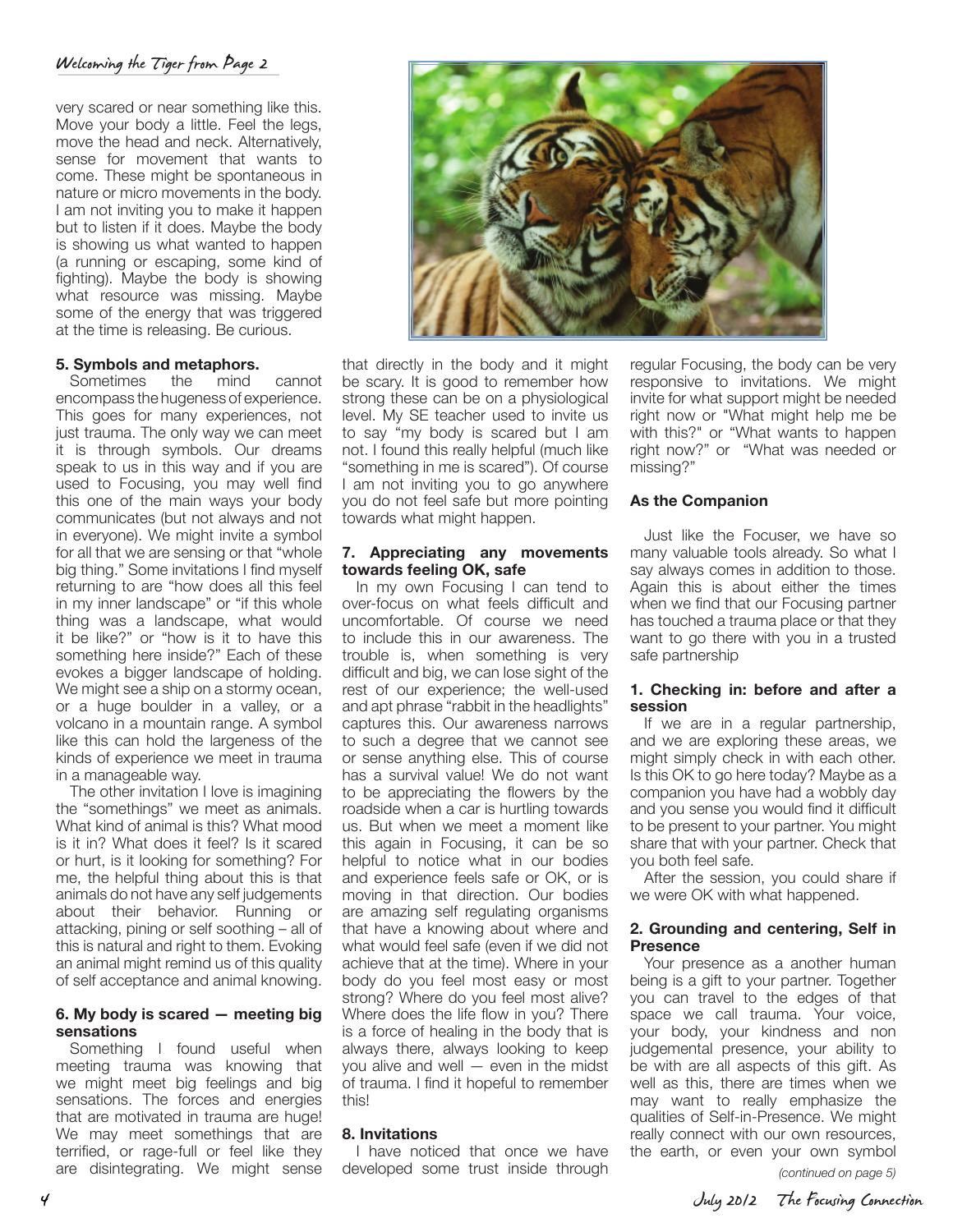*Welcoming the Tiger from Page 2*

very scared or near something like this. Move your body a little. Feel the legs, move the head and neck. Alternatively, sense for movement that wants to come. These might be spontaneous in nature or micro movements in the body. I am not inviting you to make it happen but to listen if it does. Maybe the body is showing us what wanted to happen (a running or escaping, some kind of fighting). Maybe the body is showing what resource was missing. Maybe some of the energy that was triggered at the time is releasing. Be curious.

**5. Symbols and metaphors.**

Sometimes the mind cannot encompass the hugeness of experience. This goes for many experiences, not just trauma. The only way we can meet it is through symbols. Our dreams speak to us in this way and if you are used to Focusing, you may well find this one of the main ways your body communicates (but not always and not in everyone). We might invite a symbol for all that we are sensing or that "whole big thing." Some invitations I find myself returning to are "how does all this feel in my inner landscape" or "if this whole thing was a landscape, what would it be like?" or "how is it to have this something here inside?" Each of these evokes a bigger landscape of holding. We might see a ship on a stormy ocean, or a huge boulder in a valley, or a volcano in a mountain range. A symbol like this can hold the largeness of the kinds of experience we meet in trauma in a manageable way.

The other invitation I love is imagining the "somethings" we meet as animals. What kind of animal is this? What mood is it in? What does it feel? Is it scared or hurt, is it looking for something? For me, the helpful thing about this is that animals do not have any self judgements about their behavior. Running or attacking, pining or self soothing – all of this is natural and right to them. Evoking an animal might remind us of this quality of self acceptance and animal knowing.

**6. My body is scared — meeting big sensations**

Something I found useful when meeting trauma was knowing that we might meet big feelings and big sensations. The forces and energies that are motivated in trauma are huge! We may meet somethings that are terrified, or rage-full or feel like they are disintegrating. We might sense that directly in the body and it might be scary. It is good to remember how strong these can be on a physiological level. My SE teacher used to invite us to say "my body is scared but I am not. I found this really helpful (much like "something in me is scared"). Of course I am not inviting you to go anywhere you do not feel safe but more pointing towards what might happen.

**7. Appreciating any movements towards feeling OK, safe**

In my own Focusing I can tend to over-focus on what feels difficult and uncomfortable. Of course we need to include this in our awareness. The trouble is, when something is very difficult and big, we can lose sight of the rest of our experience; the well-used and apt phrase "rabbit in the headlights" captures this. Our awareness narrows to such a degree that we cannot see or sense anything else. This of course has a survival value! We do not want to be appreciating the flowers by the roadside when a car is hurtling towards us. But when we meet a moment like this again in Focusing, it can be so helpful to notice what in our bodies and experience feels safe or OK, or is moving in that direction. Our bodies are amazing self regulating organisms that have a knowing about where and what would feel safe (even if we did not achieve that at the time). Where in your body do you feel most easy or most strong? Where do you feel most alive? Where does the life flow in you? There is a force of healing in the body that is always there, always looking to keep you alive and well — even in the midst of trauma. I find it hopeful to remember this!

**8. Invitations**

I have noticed that once we have developed some trust inside through regular Focusing, the body can be very responsive to invitations. We might invite for what support might be needed right now or "What might help me be with this?" or "What wants to happen right now?" or "What was needed or missing?"

**As the Companion**

Just like the Focuser, we have so many valuable tools already. So what I say always comes in addition to those. Again this is about either the times when we find that our Focusing partner has touched a trauma place or that they want to go there with you in a trusted safe partnership

**1. Checking in: before and after a session**

If we are in a regular partnership, and we are exploring these areas, we might simply check in with each other. Is this OK to go here today? Maybe as a companion you have had a wobbly day and you sense you would find it difficult to be present to your partner. You might share that with your partner. Check that you both feel safe.

After the session, you could share if we were OK with what happened.

**2. Grounding and centering, Self in Presence**

Your presence as a another human being is a gift to your partner. Together you can travel to the edges of that space we call trauma. Your voice, your body, your kindness and non judgemental presence, your ability to be with are all aspects of this gift. As well as this, there are times when we may want to really emphasize the qualities of Self-in-Presence. We might really connect with our own resources, the earth, or even your own symbol

*(continued on page 5)*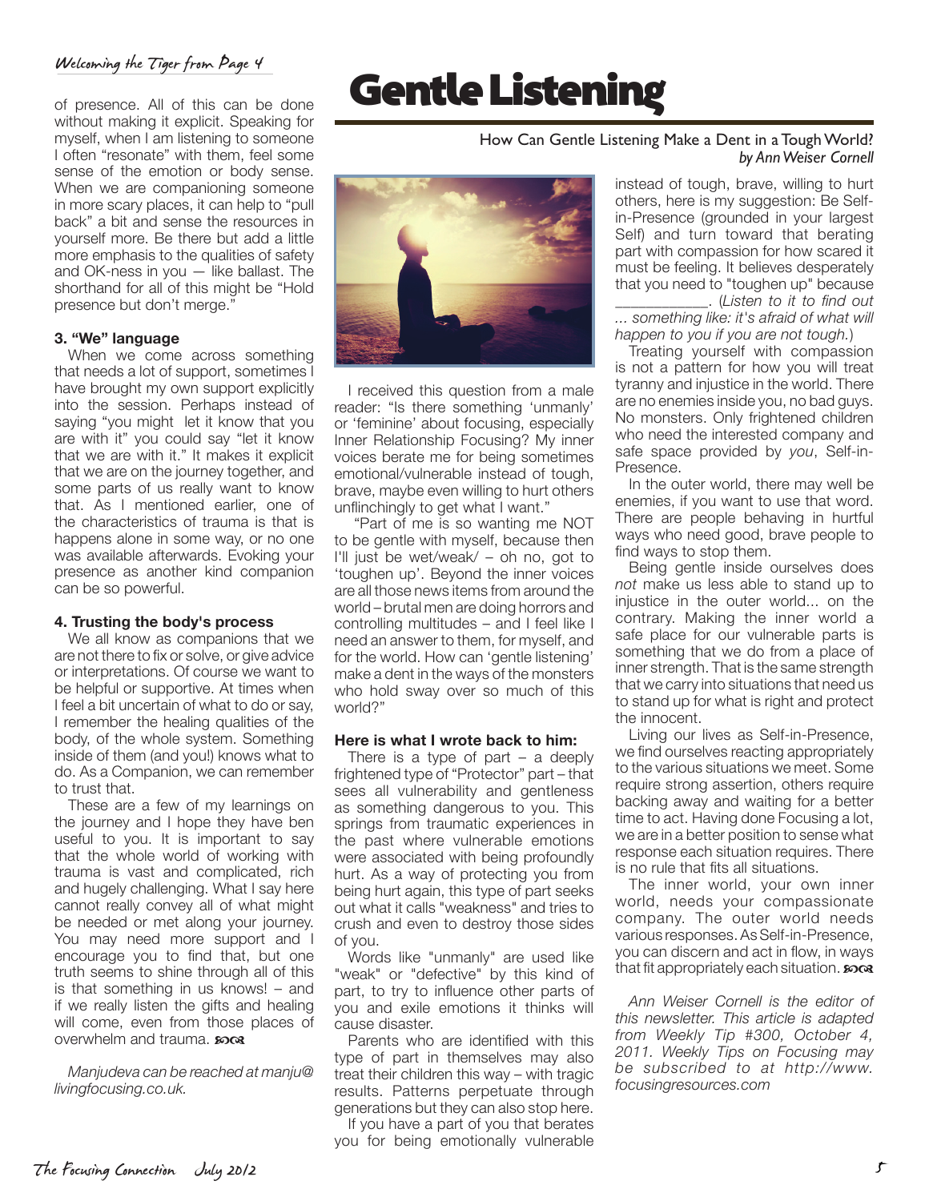*Welcoming the Tiger from Page 4*

of presence. All of this can be done without making it explicit. Speaking for myself, when I am listening to someone I often "resonate" with them, feel some sense of the emotion or body sense. When we are companioning someone in more scary places, it can help to "pull back" a bit and sense the resources in yourself more. Be there but add a little more emphasis to the qualities of safety and OK-ness in you — like ballast. The shorthand for all of this might be "Hold presence but don't merge."

**3. "We" language**

When we come across something that needs a lot of support, sometimes I have brought my own support explicitly into the session. Perhaps instead of saying "you might let it know that you are with it" you could say "let it know that we are with it." It makes it explicit that we are on the journey together, and some parts of us really want to know that. As I mentioned earlier, one of the characteristics of trauma is that is happens alone in some way, or no one was available afterwards. Evoking your presence as another kind companion can be so powerful.

**4. Trusting the body's process**

We all know as companions that we are not there to fix or solve, or give advice or interpretations. Of course we want to be helpful or supportive. At times when I feel a bit uncertain of what to do or say, I remember the healing qualities of the body, of the whole system. Something inside of them (and you!) knows what to do. As a Companion, we can remember to trust that.

These are a few of my learnings on the journey and I hope they have ben useful to you. It is important to say that the whole world of working with trauma is vast and complicated, rich and hugely challenging. What I say here cannot really convey all of what might be needed or met along your journey. You may need more support and I encourage you to find that, but one truth seems to shine through all of this is that something in us knows! – and if we really listen the gifts and healing will come, even from those places of overwhelm and trauma. ꕥ

*Manjudeva can be reached at manju@livingfocusing.co.uk.*

# Gentle Listening

How Can Gentle Listening Make a Dent in a Tough World?
*by Ann Weiser Cornell*

I received this question from a male reader: "Is there something 'unmanly' or 'feminine' about focusing, especially Inner Relationship Focusing? My inner voices berate me for being sometimes emotional/vulnerable instead of tough, brave, maybe even willing to hurt others unflinchingly to get what I want."

"Part of me is so wanting me NOT to be gentle with myself, because then I'll just be wet/weak/ – oh no, got to 'toughen up'. Beyond the inner voices are all those news items from around the world – brutal men are doing horrors and controlling multitudes – and I feel like I need an answer to them, for myself, and for the world. How can 'gentle listening' make a dent in the ways of the monsters who hold sway over so much of this world?"

**Here is what I wrote back to him:**

There is a type of part – a deeply frightened type of "Protector" part – that sees all vulnerability and gentleness as something dangerous to you. This springs from traumatic experiences in the past where vulnerable emotions were associated with being profoundly hurt. As a way of protecting you from being hurt again, this type of part seeks out what it calls "weakness" and tries to crush and even to destroy those sides of you.

Words like "unmanly" are used like "weak" or "defective" by this kind of part, to try to influence other parts of you and exile emotions it thinks will cause disaster.

Parents who are identified with this type of part in themselves may also treat their children this way – with tragic results. Patterns perpetuate through generations but they can also stop here.

If you have a part of you that berates you for being emotionally vulnerable instead of tough, brave, willing to hurt others, here is my suggestion: Be Self-in-Presence (grounded in your largest Self) and turn toward that berating part with compassion for how scared it must be feeling. It believes desperately that you need to "toughen up" because ____________. (*Listen to it to find out ... something like: it's afraid of what will happen to you if you are not tough.*)

Treating yourself with compassion is not a pattern for how you will treat tyranny and injustice in the world. There are no enemies inside you, no bad guys. No monsters. Only frightened children who need the interested company and safe space provided by *you*, Self-in-Presence.

In the outer world, there may well be enemies, if you want to use that word. There are people behaving in hurtful ways who need good, brave people to find ways to stop them.

Being gentle inside ourselves does *not* make us less able to stand up to injustice in the outer world... on the contrary. Making the inner world a safe place for our vulnerable parts is something that we do from a place of inner strength. That is the same strength that we carry into situations that need us to stand up for what is right and protect the innocent.

Living our lives as Self-in-Presence, we find ourselves reacting appropriately to the various situations we meet. Some require strong assertion, others require backing away and waiting for a better time to act. Having done Focusing a lot, we are in a better position to sense what response each situation requires. There is no rule that fits all situations.

The inner world, your own inner world, needs your compassionate company. The outer world needs various responses. As Self-in-Presence, you can discern and act in flow, in ways that fit appropriately each situation. ꕥ

*Ann Weiser Cornell is the editor of this newsletter. This article is adapted from Weekly Tip #300, October 4, 2011. Weekly Tips on Focusing may be subscribed to at http://www.focusingresources.com*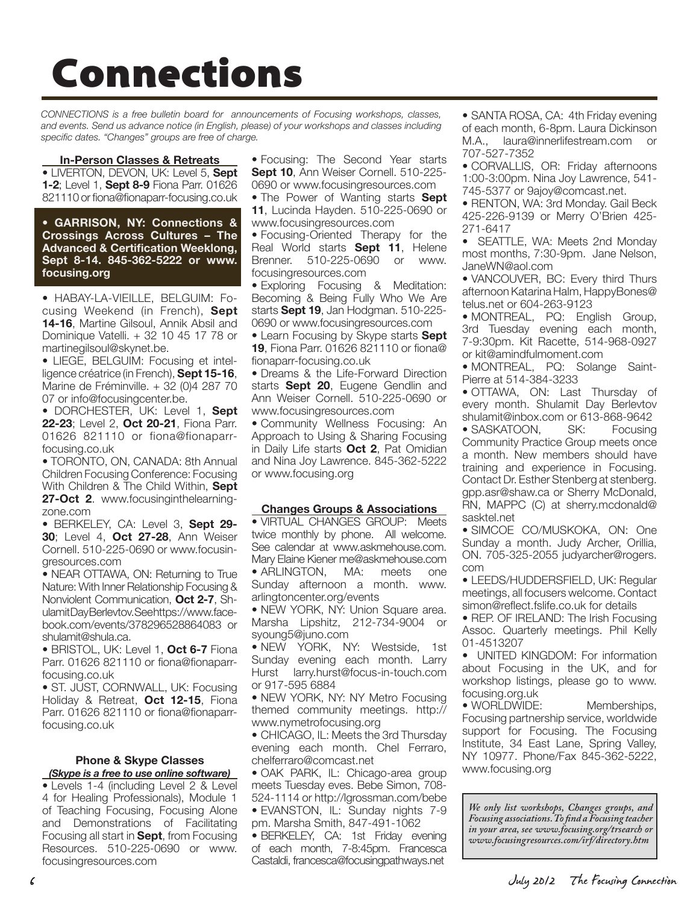# Connections

*CONNECTIONS is a free bulletin board for announcements of Focusing workshops, classes, and events. Send us advance notice (in English, please) of your workshops and classes including specific dates. "Changes" groups are free of charge.*

### In-Person Classes & Retreats

- LIVERTON, DEVON, UK: Level 5, **Sept 1-2**; Level 1, **Sept 8-9** Fiona Parr. 01626 821110 or fiona@fionaparr-focusing.co.uk

**• GARRISON, NY: Connections & Crossings Across Cultures – The Advanced & Certification Weeklong, Sept 8-14. 845-362-5222 or www.focusing.org**

- HABAY-LA-VIEILLE, BELGUIM: Focusing Weekend (in French), **Sept 14-16**, Martine Gilsoul, Annik Absil and Dominique Vatelli. + 32 10 45 17 78 or martinegilsoul@skynet.be.
- LIEGE, BELGUIM: Focusing et intelligence créatrice (in French), **Sept 15-16**, Marine de Fréminville. + 32 (0)4 287 70 07 or info@focusingcenter.be.
- DORCHESTER, UK: Level 1, **Sept 22-23**; Level 2, **Oct 20-21**, Fiona Parr. 01626 821110 or fiona@fionaparr-focusing.co.uk
- TORONTO, ON, CANADA: 8th Annual Children Focusing Conference: Focusing With Children & The Child Within, **Sept 27-Oct 2**. www.focusinginthelearning-zone.com
- BERKELEY, CA: Level 3, **Sept 29-30**; Level 4, **Oct 27-28**, Ann Weiser Cornell. 510-225-0690 or www.focusingresources.com
- NEAR OTTAWA, ON: Returning to True Nature: With Inner Relationship Focusing & Nonviolent Communication, **Oct 2-7**, ShulamitDayBerlevtov.Seehttps://www.facebook.com/events/378296528864083 or shulamit@shula.ca.
- BRISTOL, UK: Level 1, **Oct 6-7** Fiona Parr. 01626 821110 or fiona@fionaparr-focusing.co.uk
- ST. JUST, CORNWALL, UK: Focusing Holiday & Retreat, **Oct 12-15**, Fiona Parr. 01626 821110 or fiona@fionaparr-focusing.co.uk

### Phone & Skype Classes

***(Skype is a free to use online software)***

- Levels 1-4 (including Level 2 & Level 4 for Healing Professionals), Module 1 of Teaching Focusing, Focusing Alone and Demonstrations of Facilitating Focusing all start in **Sept**, from Focusing Resources. 510-225-0690 or www.focusingresources.com
- Focusing: The Second Year starts **Sept 10**, Ann Weiser Cornell. 510-225-0690 or www.focusingresources.com
- The Power of Wanting starts **Sept 11**, Lucinda Hayden. 510-225-0690 or www.focusingresources.com
- Focusing-Oriented Therapy for the Real World starts **Sept 11**, Helene Brenner. 510-225-0690 or www.focusingresources.com
- Exploring Focusing & Meditation: Becoming & Being Fully Who We Are starts **Sept 19**, Jan Hodgman. 510-225-0690 or www.focusingresources.com
- Learn Focusing by Skype starts **Sept 19**, Fiona Parr. 01626 821110 or fiona@fionaparr-focusing.co.uk
- Dreams & the Life-Forward Direction starts **Sept 20**, Eugene Gendlin and Ann Weiser Cornell. 510-225-0690 or www.focusingresources.com
- Community Wellness Focusing: An Approach to Using & Sharing Focusing in Daily Life starts **Oct 2**, Pat Omidian and Nina Joy Lawrence. 845-362-5222 or www.focusing.org

### Changes Groups & Associations

- VIRTUAL CHANGES GROUP: Meets twice monthly by phone. All welcome. See calendar at www.askmehouse.com. Mary Elaine Kiener me@askmehouse.com
- ARLINGTON, MA: meets one Sunday afternoon a month. www.arlingtoncenter.org/events
- NEW YORK, NY: Union Square area. Marsha Lipshitz, 212-734-9004 or syoung5@juno.com
- NEW YORK, NY: Westside, 1st Sunday evening each month. Larry Hurst larry.hurst@focus-in-touch.com or 917-595 6884
- NEW YORK, NY: NY Metro Focusing themed community meetings. http://www.nymetrofocusing.org
- CHICAGO, IL: Meets the 3rd Thursday evening each month. Chel Ferraro, chelferraro@comcast.net
- OAK PARK, IL: Chicago-area group meets Tuesday eves. Bebe Simon, 708-524-1114 or http://lgrossman.com/bebe
- EVANSTON, IL: Sunday nights 7-9 pm. Marsha Smith, 847-491-1062
- BERKELEY, CA: 1st Friday evening of each month, 7-8:45pm. Francesca Castaldi, francesca@focusingpathways.net
- SANTA ROSA, CA: 4th Friday evening of each month, 6-8pm. Laura Dickinson M.A., laura@innerlifestream.com or 707-527-7352
- CORVALLIS, OR: Friday afternoons 1:00-3:00pm. Nina Joy Lawrence, 541-745-5377 or 9ajoy@comcast.net.
- RENTON, WA: 3rd Monday. Gail Beck 425-226-9139 or Merry O'Brien 425-271-6417
- SEATTLE, WA: Meets 2nd Monday most months, 7:30-9pm. Jane Nelson, JaneWN@aol.com
- VANCOUVER, BC: Every third Thurs afternoon Katarina Halm, HappyBones@telus.net or 604-263-9123
- MONTREAL, PQ: English Group, 3rd Tuesday evening each month, 7-9:30pm. Kit Racette, 514-968-0927 or kit@amindfulmoment.com
- MONTREAL, PQ: Solange Saint-Pierre at 514-384-3233
- OTTAWA, ON: Last Thursday of every month. Shulamit Day Berlevtov shulamit@inbox.com or 613-868-9642
- SASKATOON, SK: Focusing Community Practice Group meets once a month. New members should have training and experience in Focusing. Contact Dr. Esther Stenberg at stenberg.gpp.asr@shaw.ca or Sherry McDonald, RN, MAPPC (C) at sherry.mcdonald@sasktel.net
- SIMCOE CO/MUSKOKA, ON: One Sunday a month. Judy Archer, Orillia, ON. 705-325-2055 judyarcher@rogers.com
- LEEDS/HUDDERSFIELD, UK: Regular meetings, all focusers welcome. Contact simon@reflect.fslife.co.uk for details
- REP. OF IRELAND: The Irish Focusing Assoc. Quarterly meetings. Phil Kelly 01-4513207
- UNITED KINGDOM: For information about Focusing in the UK, and for workshop listings, please go to www.focusing.org.uk
- WORLDWIDE: Memberships, Focusing partnership service, worldwide support for Focusing. The Focusing Institute, 34 East Lane, Spring Valley, NY 10977. Phone/Fax 845-362-5222, www.focusing.org

***We only list workshops, Changes groups, and Focusing associations. To find a Focusing teacher in your area, see www.focusing.org/trsearch or www.focusingresources.com/irf/directory.htm***